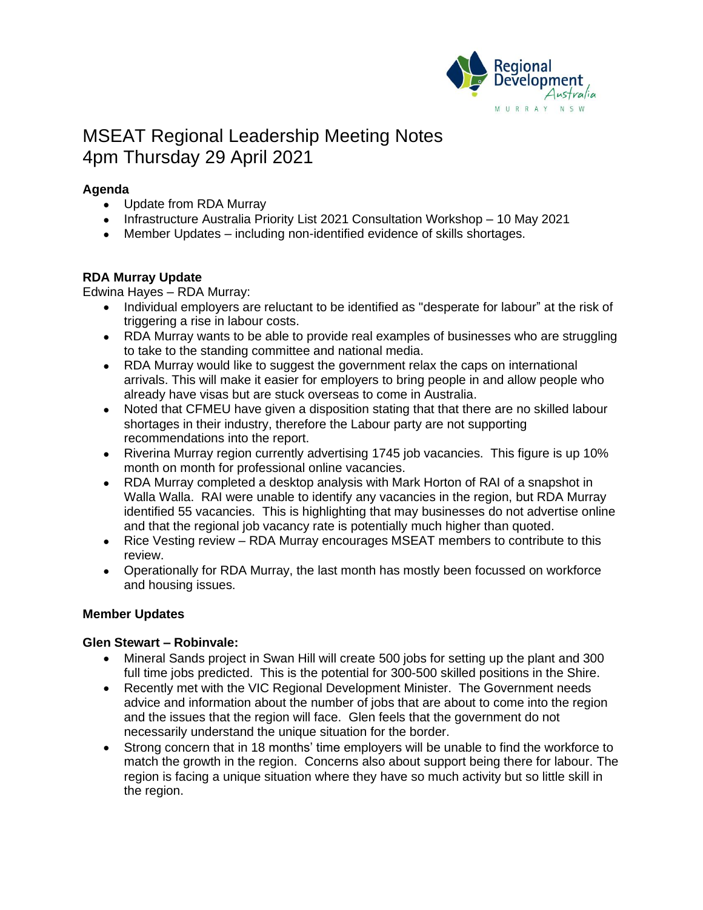# MSEAT Regional Leadership Meeting Notes
# 4pm Thursday 29 April 2021

**Agenda**

- Update from RDA Murray
- Infrastructure Australia Priority List 2021 Consultation Workshop – 10 May 2021
- Member Updates – including non-identified evidence of skills shortages.

**RDA Murray Update**

Edwina Hayes – RDA Murray:

- Individual employers are reluctant to be identified as "desperate for labour" at the risk of triggering a rise in labour costs.
- RDA Murray wants to be able to provide real examples of businesses who are struggling to take to the standing committee and national media.
- RDA Murray would like to suggest the government relax the caps on international arrivals. This will make it easier for employers to bring people in and allow people who already have visas but are stuck overseas to come in Australia.
- Noted that CFMEU have given a disposition stating that that there are no skilled labour shortages in their industry, therefore the Labour party are not supporting recommendations into the report.
- Riverina Murray region currently advertising 1745 job vacancies. This figure is up 10% month on month for professional online vacancies.
- RDA Murray completed a desktop analysis with Mark Horton of RAI of a snapshot in Walla Walla. RAI were unable to identify any vacancies in the region, but RDA Murray identified 55 vacancies. This is highlighting that may businesses do not advertise online and that the regional job vacancy rate is potentially much higher than quoted.
- Rice Vesting review – RDA Murray encourages MSEAT members to contribute to this review.
- Operationally for RDA Murray, the last month has mostly been focussed on workforce and housing issues.

**Member Updates**

**Glen Stewart – Robinvale:**

- Mineral Sands project in Swan Hill will create 500 jobs for setting up the plant and 300 full time jobs predicted. This is the potential for 300-500 skilled positions in the Shire.
- Recently met with the VIC Regional Development Minister. The Government needs advice and information about the number of jobs that are about to come into the region and the issues that the region will face. Glen feels that the government do not necessarily understand the unique situation for the border.
- Strong concern that in 18 months' time employers will be unable to find the workforce to match the growth in the region. Concerns also about support being there for labour. The region is facing a unique situation where they have so much activity but so little skill in the region.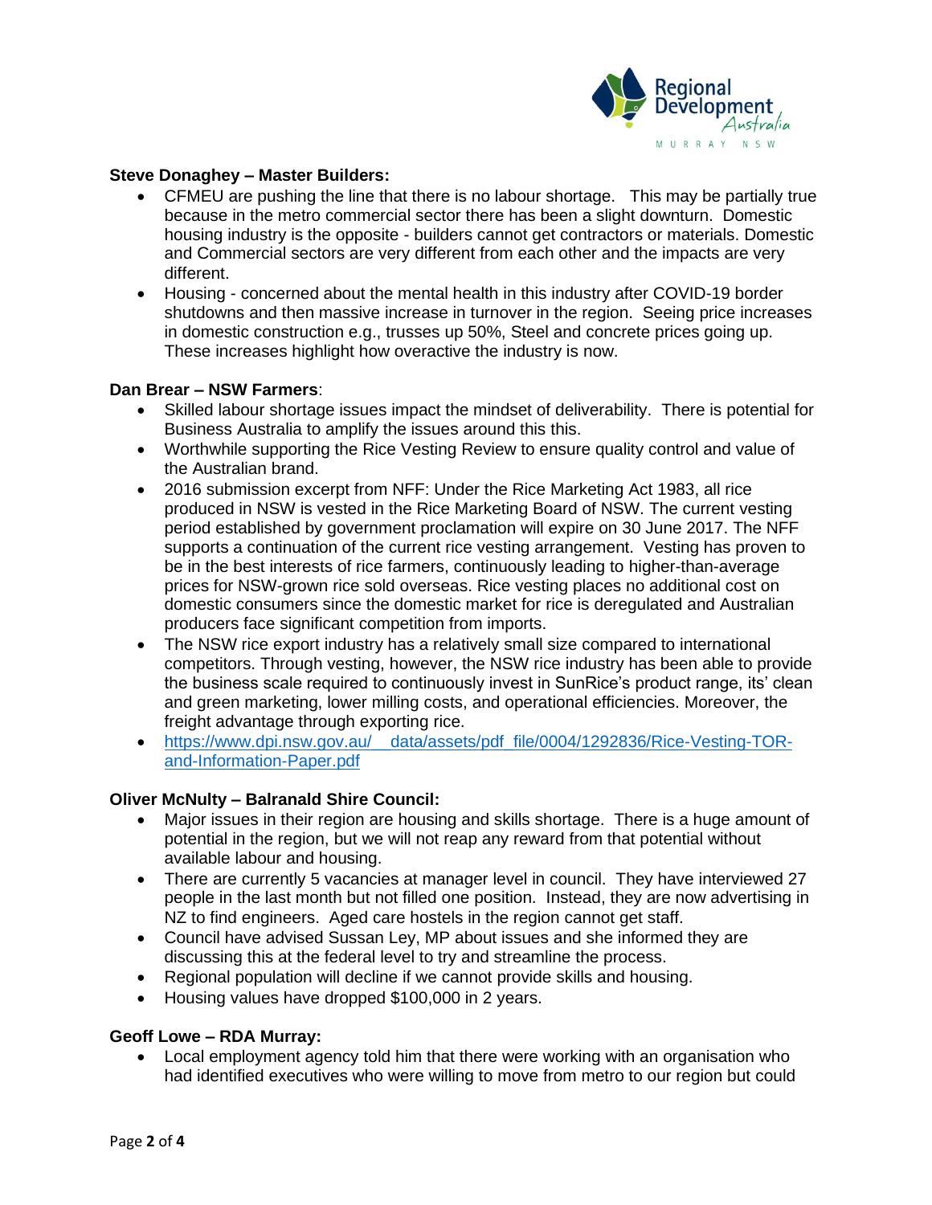**Steve Donaghey – Master Builders:**

- CFMEU are pushing the line that there is no labour shortage. This may be partially true because in the metro commercial sector there has been a slight downturn. Domestic housing industry is the opposite - builders cannot get contractors or materials. Domestic and Commercial sectors are very different from each other and the impacts are very different.
- Housing - concerned about the mental health in this industry after COVID-19 border shutdowns and then massive increase in turnover in the region. Seeing price increases in domestic construction e.g., trusses up 50%, Steel and concrete prices going up. These increases highlight how overactive the industry is now.

**Dan Brear – NSW Farmers**:

- Skilled labour shortage issues impact the mindset of deliverability. There is potential for Business Australia to amplify the issues around this this.
- Worthwhile supporting the Rice Vesting Review to ensure quality control and value of the Australian brand.
- 2016 submission excerpt from NFF: Under the Rice Marketing Act 1983, all rice produced in NSW is vested in the Rice Marketing Board of NSW. The current vesting period established by government proclamation will expire on 30 June 2017. The NFF supports a continuation of the current rice vesting arrangement. Vesting has proven to be in the best interests of rice farmers, continuously leading to higher-than-average prices for NSW-grown rice sold overseas. Rice vesting places no additional cost on domestic consumers since the domestic market for rice is deregulated and Australian producers face significant competition from imports.
- The NSW rice export industry has a relatively small size compared to international competitors. Through vesting, however, the NSW rice industry has been able to provide the business scale required to continuously invest in SunRice's product range, its' clean and green marketing, lower milling costs, and operational efficiencies. Moreover, the freight advantage through exporting rice.
- https://www.dpi.nsw.gov.au/__data/assets/pdf_file/0004/1292836/Rice-Vesting-TOR-and-Information-Paper.pdf

**Oliver McNulty – Balranald Shire Council:**

- Major issues in their region are housing and skills shortage. There is a huge amount of potential in the region, but we will not reap any reward from that potential without available labour and housing.
- There are currently 5 vacancies at manager level in council. They have interviewed 27 people in the last month but not filled one position. Instead, they are now advertising in NZ to find engineers. Aged care hostels in the region cannot get staff.
- Council have advised Sussan Ley, MP about issues and she informed they are discussing this at the federal level to try and streamline the process.
- Regional population will decline if we cannot provide skills and housing.
- Housing values have dropped $100,000 in 2 years.

**Geoff Lowe – RDA Murray:**

- Local employment agency told him that there were working with an organisation who had identified executives who were willing to move from metro to our region but could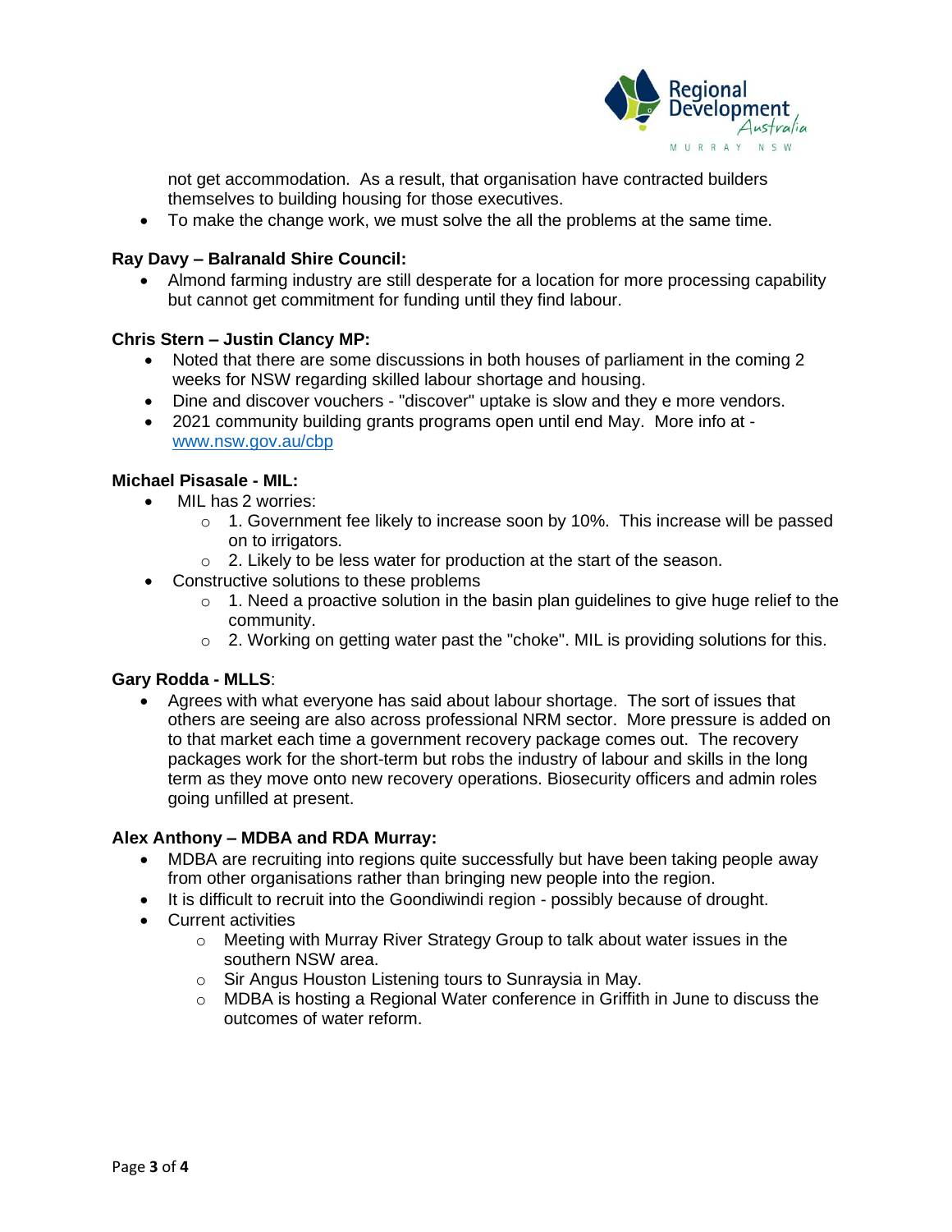not get accommodation. As a result, that organisation have contracted builders themselves to building housing for those executives.

- To make the change work, we must solve the all the problems at the same time.

**Ray Davy – Balranald Shire Council:**

- Almond farming industry are still desperate for a location for more processing capability but cannot get commitment for funding until they find labour.

**Chris Stern – Justin Clancy MP:**

- Noted that there are some discussions in both houses of parliament in the coming 2 weeks for NSW regarding skilled labour shortage and housing.
- Dine and discover vouchers - "discover" uptake is slow and they e more vendors.
- 2021 community building grants programs open until end May. More info at - [www.nsw.gov.au/cbp](www.nsw.gov.au/cbp)

**Michael Pisasale - MIL:**

- MIL has 2 worries:
  - 1. Government fee likely to increase soon by 10%. This increase will be passed on to irrigators.
  - 2. Likely to be less water for production at the start of the season.
- Constructive solutions to these problems
  - 1. Need a proactive solution in the basin plan guidelines to give huge relief to the community.
  - 2. Working on getting water past the "choke". MIL is providing solutions for this.

**Gary Rodda - MLLS**:

- Agrees with what everyone has said about labour shortage. The sort of issues that others are seeing are also across professional NRM sector. More pressure is added on to that market each time a government recovery package comes out. The recovery packages work for the short-term but robs the industry of labour and skills in the long term as they move onto new recovery operations. Biosecurity officers and admin roles going unfilled at present.

**Alex Anthony – MDBA and RDA Murray:**

- MDBA are recruiting into regions quite successfully but have been taking people away from other organisations rather than bringing new people into the region.
- It is difficult to recruit into the Goondiwindi region - possibly because of drought.
- Current activities
  - Meeting with Murray River Strategy Group to talk about water issues in the southern NSW area.
  - Sir Angus Houston Listening tours to Sunraysia in May.
  - MDBA is hosting a Regional Water conference in Griffith in June to discuss the outcomes of water reform.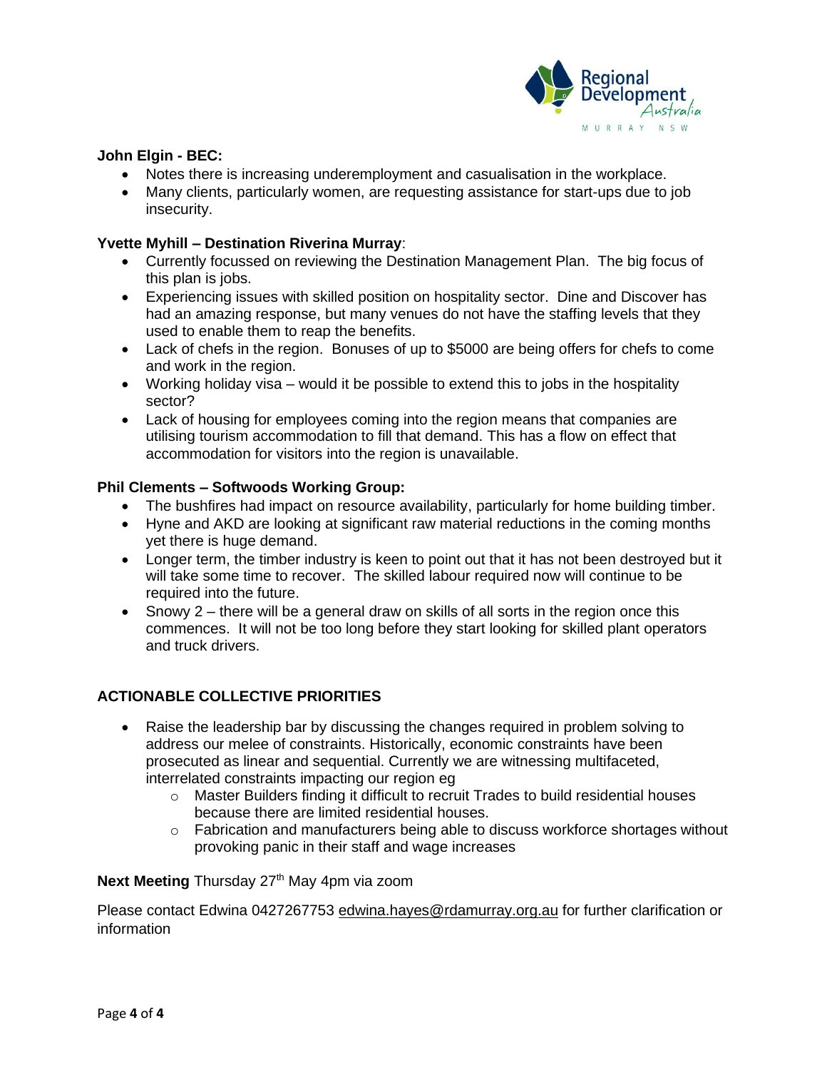**John Elgin - BEC:**

- Notes there is increasing underemployment and casualisation in the workplace.
- Many clients, particularly women, are requesting assistance for start-ups due to job insecurity.

**Yvette Myhill – Destination Riverina Murray**:

- Currently focussed on reviewing the Destination Management Plan. The big focus of this plan is jobs.
- Experiencing issues with skilled position on hospitality sector. Dine and Discover has had an amazing response, but many venues do not have the staffing levels that they used to enable them to reap the benefits.
- Lack of chefs in the region. Bonuses of up to $5000 are being offers for chefs to come and work in the region.
- Working holiday visa – would it be possible to extend this to jobs in the hospitality sector?
- Lack of housing for employees coming into the region means that companies are utilising tourism accommodation to fill that demand. This has a flow on effect that accommodation for visitors into the region is unavailable.

**Phil Clements – Softwoods Working Group:**

- The bushfires had impact on resource availability, particularly for home building timber.
- Hyne and AKD are looking at significant raw material reductions in the coming months yet there is huge demand.
- Longer term, the timber industry is keen to point out that it has not been destroyed but it will take some time to recover. The skilled labour required now will continue to be required into the future.
- Snowy 2 – there will be a general draw on skills of all sorts in the region once this commences. It will not be too long before they start looking for skilled plant operators and truck drivers.

**ACTIONABLE COLLECTIVE PRIORITIES**

- Raise the leadership bar by discussing the changes required in problem solving to address our melee of constraints. Historically, economic constraints have been prosecuted as linear and sequential. Currently we are witnessing multifaceted, interrelated constraints impacting our region eg
  - Master Builders finding it difficult to recruit Trades to build residential houses because there are limited residential houses.
  - Fabrication and manufacturers being able to discuss workforce shortages without provoking panic in their staff and wage increases

**Next Meeting** Thursday 27th May 4pm via zoom

Please contact Edwina 0427267753 edwina.hayes@rdamurray.org.au for further clarification or information